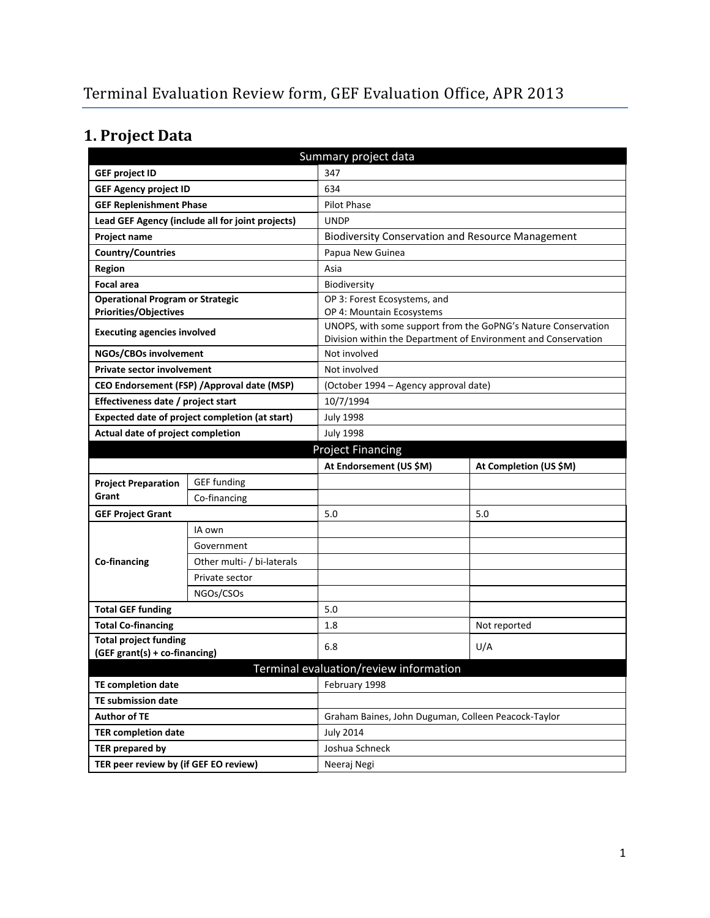# Terminal Evaluation Review form, GEF Evaluation Office, APR 2013

## 1. Project Data

| Summary project data | | | |
|---|---|---|---|
| **GEF project ID** | | 347 | |
| **GEF Agency project ID** | | 634 | |
| **GEF Replenishment Phase** | | Pilot Phase | |
| **Lead GEF Agency (include all for joint projects)** | | UNDP | |
| **Project name** | | Biodiversity Conservation and Resource Management | |
| **Country/Countries** | | Papua New Guinea | |
| **Region** | | Asia | |
| **Focal area** | | Biodiversity | |
| **Operational Program or Strategic Priorities/Objectives** | | OP 3: Forest Ecosystems, and OP 4: Mountain Ecosystems | |
| **Executing agencies involved** | | UNOPS, with some support from the GoPNG's Nature Conservation Division within the Department of Environment and Conservation | |
| **NGOs/CBOs involvement** | | Not involved | |
| **Private sector involvement** | | Not involved | |
| **CEO Endorsement (FSP) /Approval date (MSP)** | | (October 1994 – Agency approval date) | |
| **Effectiveness date / project start** | | 10/7/1994 | |
| **Expected date of project completion (at start)** | | July 1998 | |
| **Actual date of project completion** | | July 1998 | |
| **Project Financing** | | | |
| | | **At Endorsement (US $M)** | **At Completion (US $M)** |
| **Project Preparation Grant** | GEF funding | | |
| | Co-financing | | |
| **GEF Project Grant** | | 5.0 | 5.0 |
| **Co-financing** | IA own | | |
| | Government | | |
| | Other multi- / bi-laterals | | |
| | Private sector | | |
| | NGOs/CSOs | | |
| **Total GEF funding** | | 5.0 | |
| **Total Co-financing** | | 1.8 | Not reported |
| **Total project funding (GEF grant(s) + co-financing)** | | 6.8 | U/A |
| **Terminal evaluation/review information** | | | |
| **TE completion date** | | February 1998 | |
| **TE submission date** | | | |
| **Author of TE** | | Graham Baines, John Duguman, Colleen Peacock-Taylor | |
| **TER completion date** | | July 2014 | |
| **TER prepared by** | | Joshua Schneck | |
| **TER peer review by (if GEF EO review)** | | Neeraj Negi | |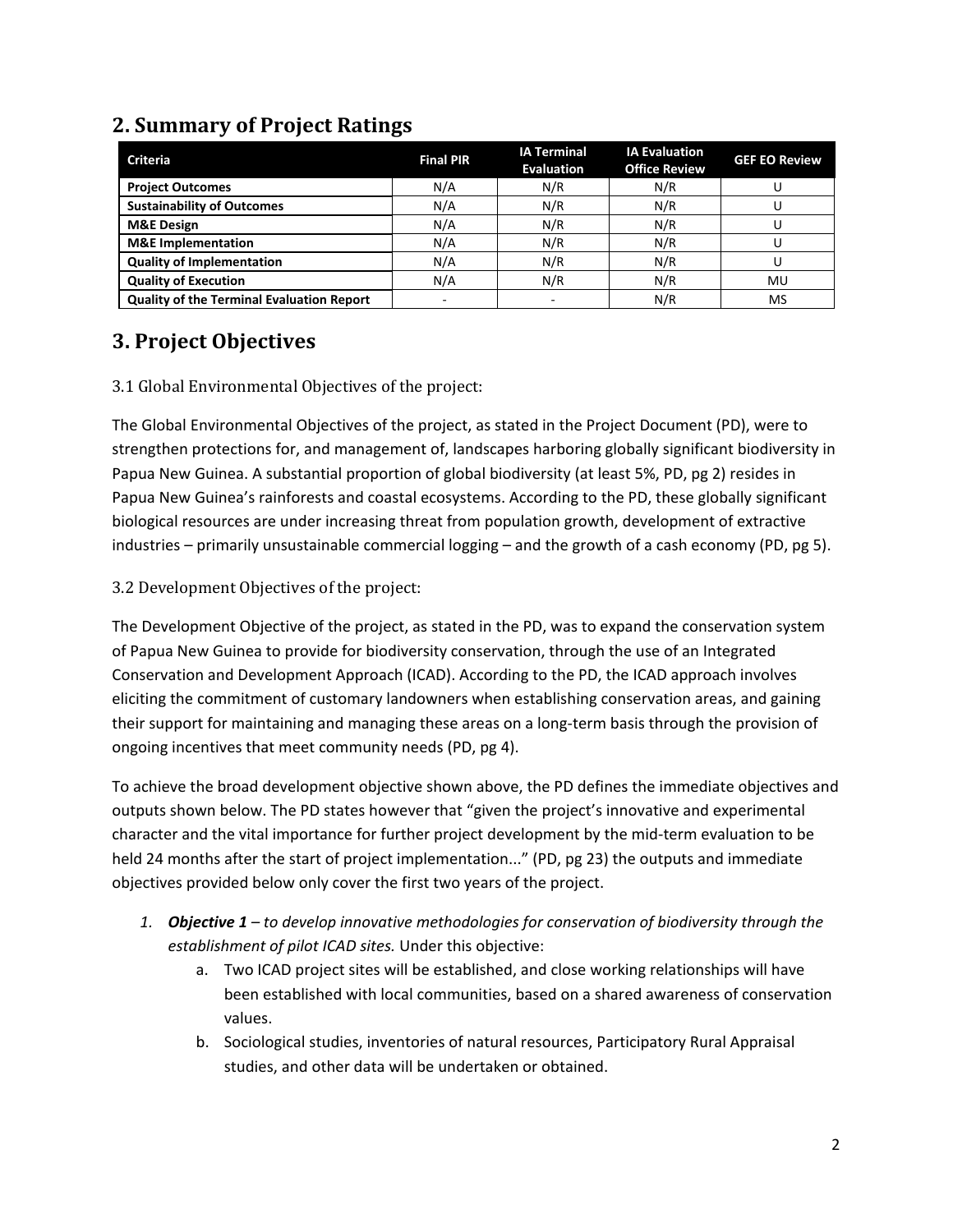## 2. Summary of Project Ratings

| Criteria | Final PIR | IA Terminal Evaluation | IA Evaluation Office Review | GEF EO Review |
|---|---|---|---|---|
| **Project Outcomes** | N/A | N/R | N/R | U |
| **Sustainability of Outcomes** | N/A | N/R | N/R | U |
| **M&E Design** | N/A | N/R | N/R | U |
| **M&E Implementation** | N/A | N/R | N/R | U |
| **Quality of Implementation** | N/A | N/R | N/R | U |
| **Quality of Execution** | N/A | N/R | N/R | MU |
| **Quality of the Terminal Evaluation Report** | - | - | N/R | MS |

## 3. Project Objectives

### 3.1 Global Environmental Objectives of the project:

The Global Environmental Objectives of the project, as stated in the Project Document (PD), were to strengthen protections for, and management of, landscapes harboring globally significant biodiversity in Papua New Guinea. A substantial proportion of global biodiversity (at least 5%, PD, pg 2) resides in Papua New Guinea's rainforests and coastal ecosystems. According to the PD, these globally significant biological resources are under increasing threat from population growth, development of extractive industries – primarily unsustainable commercial logging – and the growth of a cash economy (PD, pg 5).

### 3.2 Development Objectives of the project:

The Development Objective of the project, as stated in the PD, was to expand the conservation system of Papua New Guinea to provide for biodiversity conservation, through the use of an Integrated Conservation and Development Approach (ICAD). According to the PD, the ICAD approach involves eliciting the commitment of customary landowners when establishing conservation areas, and gaining their support for maintaining and managing these areas on a long-term basis through the provision of ongoing incentives that meet community needs (PD, pg 4).

To achieve the broad development objective shown above, the PD defines the immediate objectives and outputs shown below. The PD states however that "given the project's innovative and experimental character and the vital importance for further project development by the mid-term evaluation to be held 24 months after the start of project implementation..." (PD, pg 23) the outputs and immediate objectives provided below only cover the first two years of the project.

1. ***Objective 1*** *– to develop innovative methodologies for conservation of biodiversity through the establishment of pilot ICAD sites.* Under this objective:
   a. Two ICAD project sites will be established, and close working relationships will have been established with local communities, based on a shared awareness of conservation values.
   b. Sociological studies, inventories of natural resources, Participatory Rural Appraisal studies, and other data will be undertaken or obtained.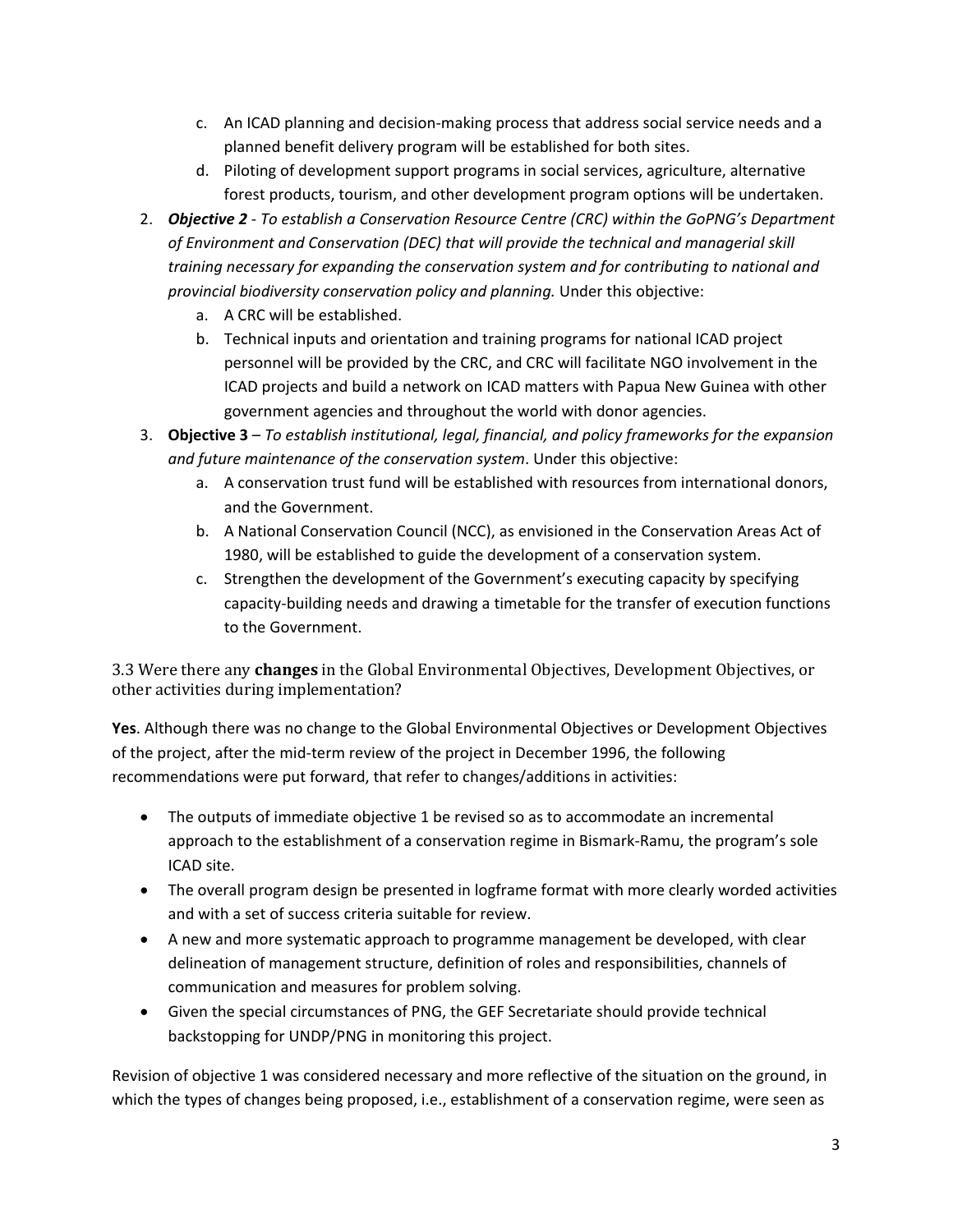c. An ICAD planning and decision-making process that address social service needs and a planned benefit delivery program will be established for both sites.
   d. Piloting of development support programs in social services, agriculture, alternative forest products, tourism, and other development program options will be undertaken.

2. ***Objective 2*** - *To establish a Conservation Resource Centre (CRC) within the GoPNG's Department of Environment and Conservation (DEC) that will provide the technical and managerial skill training necessary for expanding the conservation system and for contributing to national and provincial biodiversity conservation policy and planning.* Under this objective:
   a. A CRC will be established.
   b. Technical inputs and orientation and training programs for national ICAD project personnel will be provided by the CRC, and CRC will facilitate NGO involvement in the ICAD projects and build a network on ICAD matters with Papua New Guinea with other government agencies and throughout the world with donor agencies.
3. **Objective 3** – *To establish institutional, legal, financial, and policy frameworks for the expansion and future maintenance of the conservation system*. Under this objective:
   a. A conservation trust fund will be established with resources from international donors, and the Government.
   b. A National Conservation Council (NCC), as envisioned in the Conservation Areas Act of 1980, will be established to guide the development of a conservation system.
   c. Strengthen the development of the Government's executing capacity by specifying capacity-building needs and drawing a timetable for the transfer of execution functions to the Government.

### 3.3 Were there any **changes** in the Global Environmental Objectives, Development Objectives, or other activities during implementation?

**Yes**. Although there was no change to the Global Environmental Objectives or Development Objectives of the project, after the mid-term review of the project in December 1996, the following recommendations were put forward, that refer to changes/additions in activities:

- The outputs of immediate objective 1 be revised so as to accommodate an incremental approach to the establishment of a conservation regime in Bismark-Ramu, the program's sole ICAD site.
- The overall program design be presented in logframe format with more clearly worded activities and with a set of success criteria suitable for review.
- A new and more systematic approach to programme management be developed, with clear delineation of management structure, definition of roles and responsibilities, channels of communication and measures for problem solving.
- Given the special circumstances of PNG, the GEF Secretariate should provide technical backstopping for UNDP/PNG in monitoring this project.

Revision of objective 1 was considered necessary and more reflective of the situation on the ground, in which the types of changes being proposed, i.e., establishment of a conservation regime, were seen as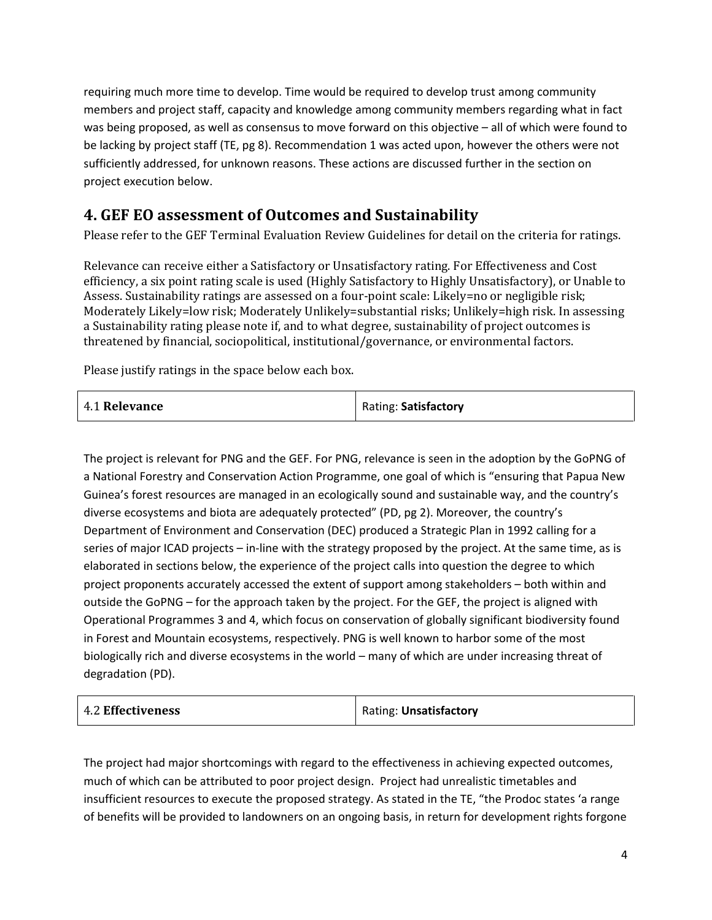requiring much more time to develop. Time would be required to develop trust among community members and project staff, capacity and knowledge among community members regarding what in fact was being proposed, as well as consensus to move forward on this objective – all of which were found to be lacking by project staff (TE, pg 8). Recommendation 1 was acted upon, however the others were not sufficiently addressed, for unknown reasons. These actions are discussed further in the section on project execution below.

# 4. GEF EO assessment of Outcomes and Sustainability

Please refer to the GEF Terminal Evaluation Review Guidelines for detail on the criteria for ratings.

Relevance can receive either a Satisfactory or Unsatisfactory rating. For Effectiveness and Cost efficiency, a six point rating scale is used (Highly Satisfactory to Highly Unsatisfactory), or Unable to Assess. Sustainability ratings are assessed on a four-point scale: Likely=no or negligible risk; Moderately Likely=low risk; Moderately Unlikely=substantial risks; Unlikely=high risk. In assessing a Sustainability rating please note if, and to what degree, sustainability of project outcomes is threatened by financial, sociopolitical, institutional/governance, or environmental factors.

Please justify ratings in the space below each box.

| 4.1 **Relevance** | Rating: **Satisfactory** |
| --- | --- |

The project is relevant for PNG and the GEF. For PNG, relevance is seen in the adoption by the GoPNG of a National Forestry and Conservation Action Programme, one goal of which is "ensuring that Papua New Guinea's forest resources are managed in an ecologically sound and sustainable way, and the country's diverse ecosystems and biota are adequately protected" (PD, pg 2). Moreover, the country's Department of Environment and Conservation (DEC) produced a Strategic Plan in 1992 calling for a series of major ICAD projects – in-line with the strategy proposed by the project. At the same time, as is elaborated in sections below, the experience of the project calls into question the degree to which project proponents accurately accessed the extent of support among stakeholders – both within and outside the GoPNG – for the approach taken by the project. For the GEF, the project is aligned with Operational Programmes 3 and 4, which focus on conservation of globally significant biodiversity found in Forest and Mountain ecosystems, respectively. PNG is well known to harbor some of the most biologically rich and diverse ecosystems in the world – many of which are under increasing threat of degradation (PD).

| 4.2 **Effectiveness** | Rating: **Unsatisfactory** |
| --- | --- |

The project had major shortcomings with regard to the effectiveness in achieving expected outcomes, much of which can be attributed to poor project design. Project had unrealistic timetables and insufficient resources to execute the proposed strategy. As stated in the TE, "the Prodoc states 'a range of benefits will be provided to landowners on an ongoing basis, in return for development rights forgone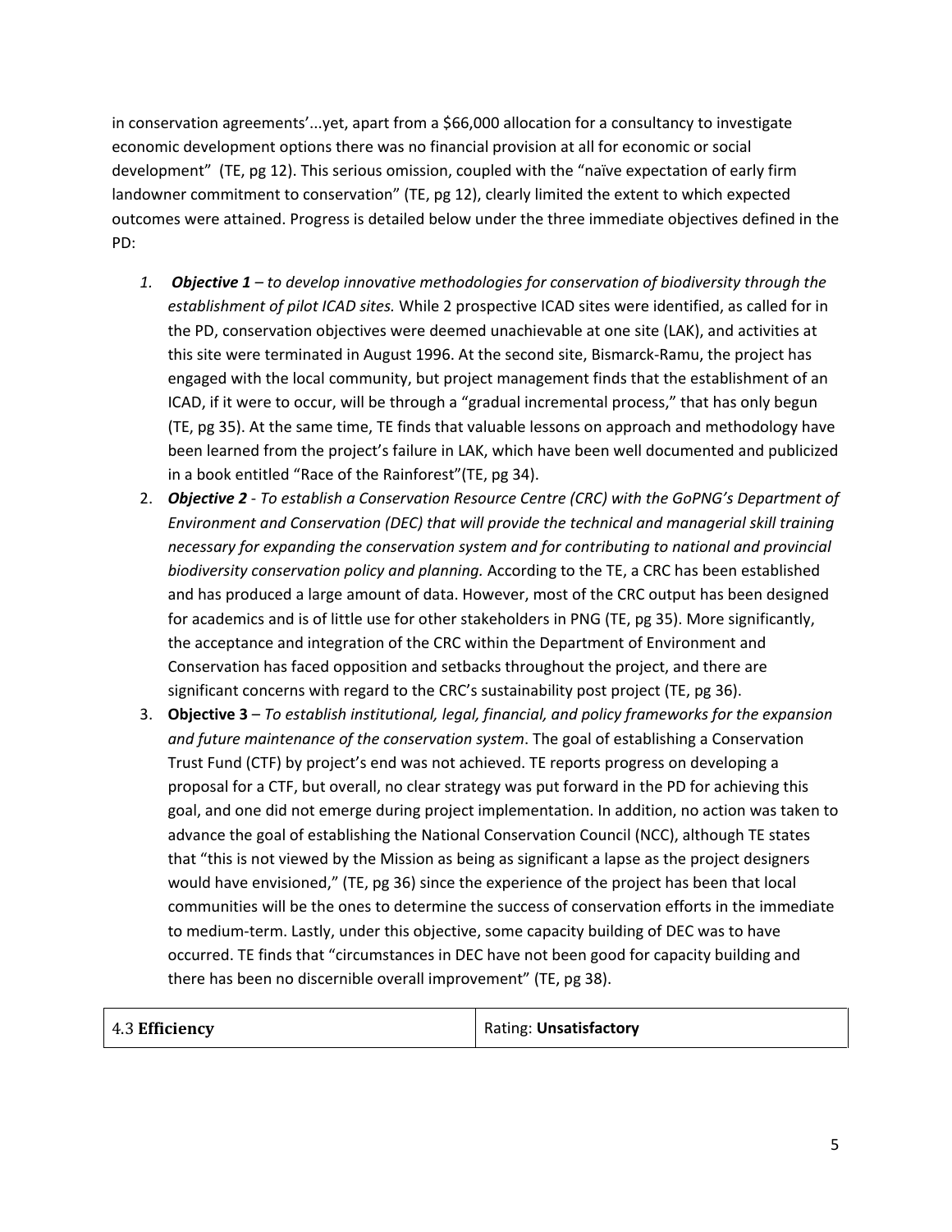in conservation agreements'...yet, apart from a $66,000 allocation for a consultancy to investigate economic development options there was no financial provision at all for economic or social development" (TE, pg 12). This serious omission, coupled with the "naïve expectation of early firm landowner commitment to conservation" (TE, pg 12), clearly limited the extent to which expected outcomes were attained. Progress is detailed below under the three immediate objectives defined in the PD:

1. ***Objective 1*** *– to develop innovative methodologies for conservation of biodiversity through the establishment of pilot ICAD sites.* While 2 prospective ICAD sites were identified, as called for in the PD, conservation objectives were deemed unachievable at one site (LAK), and activities at this site were terminated in August 1996. At the second site, Bismarck-Ramu, the project has engaged with the local community, but project management finds that the establishment of an ICAD, if it were to occur, will be through a "gradual incremental process," that has only begun (TE, pg 35). At the same time, TE finds that valuable lessons on approach and methodology have been learned from the project's failure in LAK, which have been well documented and publicized in a book entitled "Race of the Rainforest"(TE, pg 34).
2. ***Objective 2*** *- To establish a Conservation Resource Centre (CRC) with the GoPNG's Department of Environment and Conservation (DEC) that will provide the technical and managerial skill training necessary for expanding the conservation system and for contributing to national and provincial biodiversity conservation policy and planning.* According to the TE, a CRC has been established and has produced a large amount of data. However, most of the CRC output has been designed for academics and is of little use for other stakeholders in PNG (TE, pg 35). More significantly, the acceptance and integration of the CRC within the Department of Environment and Conservation has faced opposition and setbacks throughout the project, and there are significant concerns with regard to the CRC's sustainability post project (TE, pg 36).
3. **Objective 3** – *To establish institutional, legal, financial, and policy frameworks for the expansion and future maintenance of the conservation system*. The goal of establishing a Conservation Trust Fund (CTF) by project's end was not achieved. TE reports progress on developing a proposal for a CTF, but overall, no clear strategy was put forward in the PD for achieving this goal, and one did not emerge during project implementation. In addition, no action was taken to advance the goal of establishing the National Conservation Council (NCC), although TE states that "this is not viewed by the Mission as being as significant a lapse as the project designers would have envisioned," (TE, pg 36) since the experience of the project has been that local communities will be the ones to determine the success of conservation efforts in the immediate to medium-term. Lastly, under this objective, some capacity building of DEC was to have occurred. TE finds that "circumstances in DEC have not been good for capacity building and there has been no discernible overall improvement" (TE, pg 38).

| 4.3 **Efficiency** | Rating: **Unsatisfactory** |
|---|---|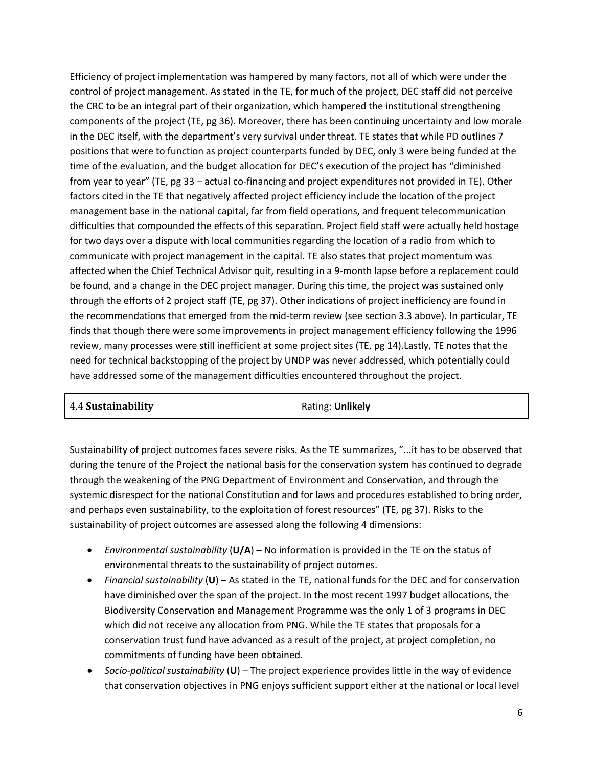Efficiency of project implementation was hampered by many factors, not all of which were under the control of project management. As stated in the TE, for much of the project, DEC staff did not perceive the CRC to be an integral part of their organization, which hampered the institutional strengthening components of the project (TE, pg 36). Moreover, there has been continuing uncertainty and low morale in the DEC itself, with the department's very survival under threat. TE states that while PD outlines 7 positions that were to function as project counterparts funded by DEC, only 3 were being funded at the time of the evaluation, and the budget allocation for DEC's execution of the project has "diminished from year to year" (TE, pg 33 – actual co-financing and project expenditures not provided in TE). Other factors cited in the TE that negatively affected project efficiency include the location of the project management base in the national capital, far from field operations, and frequent telecommunication difficulties that compounded the effects of this separation. Project field staff were actually held hostage for two days over a dispute with local communities regarding the location of a radio from which to communicate with project management in the capital. TE also states that project momentum was affected when the Chief Technical Advisor quit, resulting in a 9-month lapse before a replacement could be found, and a change in the DEC project manager. During this time, the project was sustained only through the efforts of 2 project staff (TE, pg 37). Other indications of project inefficiency are found in the recommendations that emerged from the mid-term review (see section 3.3 above). In particular, TE finds that though there were some improvements in project management efficiency following the 1996 review, many processes were still inefficient at some project sites (TE, pg 14).Lastly, TE notes that the need for technical backstopping of the project by UNDP was never addressed, which potentially could have addressed some of the management difficulties encountered throughout the project.

| 4.4 **Sustainability** | Rating: **Unlikely** |
|---|---|

Sustainability of project outcomes faces severe risks. As the TE summarizes, "...it has to be observed that during the tenure of the Project the national basis for the conservation system has continued to degrade through the weakening of the PNG Department of Environment and Conservation, and through the systemic disrespect for the national Constitution and for laws and procedures established to bring order, and perhaps even sustainability, to the exploitation of forest resources" (TE, pg 37). Risks to the sustainability of project outcomes are assessed along the following 4 dimensions:

- *Environmental sustainability* (**U/A**) – No information is provided in the TE on the status of environmental threats to the sustainability of project outomes.
- *Financial sustainability* (**U**) – As stated in the TE, national funds for the DEC and for conservation have diminished over the span of the project. In the most recent 1997 budget allocations, the Biodiversity Conservation and Management Programme was the only 1 of 3 programs in DEC which did not receive any allocation from PNG. While the TE states that proposals for a conservation trust fund have advanced as a result of the project, at project completion, no commitments of funding have been obtained.
- *Socio-political sustainability* (**U**) – The project experience provides little in the way of evidence that conservation objectives in PNG enjoys sufficient support either at the national or local level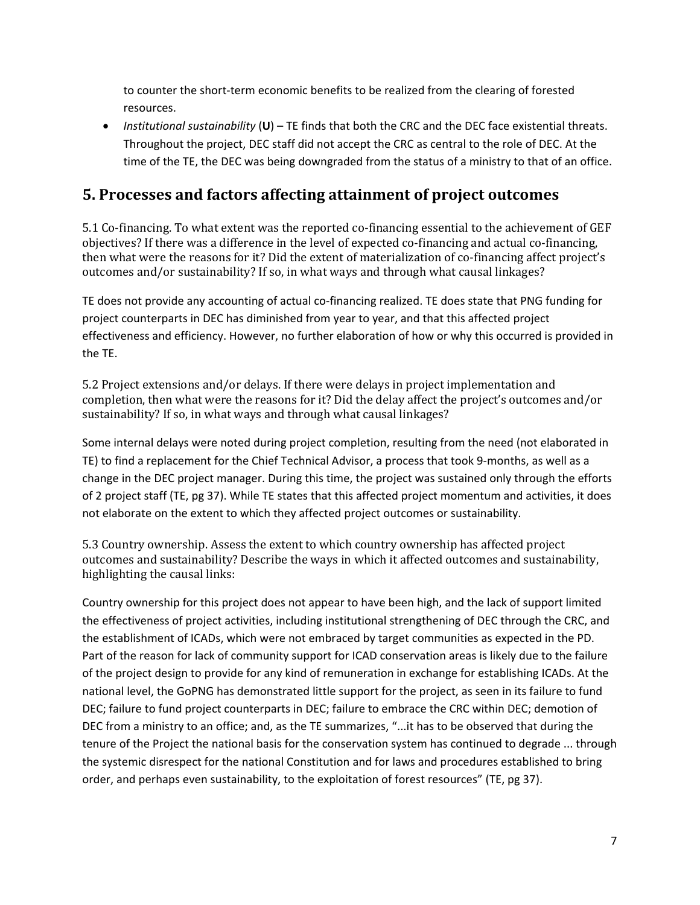to counter the short-term economic benefits to be realized from the clearing of forested resources.

- *Institutional sustainability* (**U**) – TE finds that both the CRC and the DEC face existential threats. Throughout the project, DEC staff did not accept the CRC as central to the role of DEC. At the time of the TE, the DEC was being downgraded from the status of a ministry to that of an office.

## 5. Processes and factors affecting attainment of project outcomes

5.1 Co-financing. To what extent was the reported co-financing essential to the achievement of GEF objectives? If there was a difference in the level of expected co-financing and actual co-financing, then what were the reasons for it? Did the extent of materialization of co-financing affect project's outcomes and/or sustainability? If so, in what ways and through what causal linkages?

TE does not provide any accounting of actual co-financing realized. TE does state that PNG funding for project counterparts in DEC has diminished from year to year, and that this affected project effectiveness and efficiency. However, no further elaboration of how or why this occurred is provided in the TE.

5.2 Project extensions and/or delays. If there were delays in project implementation and completion, then what were the reasons for it? Did the delay affect the project's outcomes and/or sustainability? If so, in what ways and through what causal linkages?

Some internal delays were noted during project completion, resulting from the need (not elaborated in TE) to find a replacement for the Chief Technical Advisor, a process that took 9-months, as well as a change in the DEC project manager. During this time, the project was sustained only through the efforts of 2 project staff (TE, pg 37). While TE states that this affected project momentum and activities, it does not elaborate on the extent to which they affected project outcomes or sustainability.

5.3 Country ownership. Assess the extent to which country ownership has affected project outcomes and sustainability? Describe the ways in which it affected outcomes and sustainability, highlighting the causal links:

Country ownership for this project does not appear to have been high, and the lack of support limited the effectiveness of project activities, including institutional strengthening of DEC through the CRC, and the establishment of ICADs, which were not embraced by target communities as expected in the PD. Part of the reason for lack of community support for ICAD conservation areas is likely due to the failure of the project design to provide for any kind of remuneration in exchange for establishing ICADs. At the national level, the GoPNG has demonstrated little support for the project, as seen in its failure to fund DEC; failure to fund project counterparts in DEC; failure to embrace the CRC within DEC; demotion of DEC from a ministry to an office; and, as the TE summarizes, "...it has to be observed that during the tenure of the Project the national basis for the conservation system has continued to degrade ... through the systemic disrespect for the national Constitution and for laws and procedures established to bring order, and perhaps even sustainability, to the exploitation of forest resources" (TE, pg 37).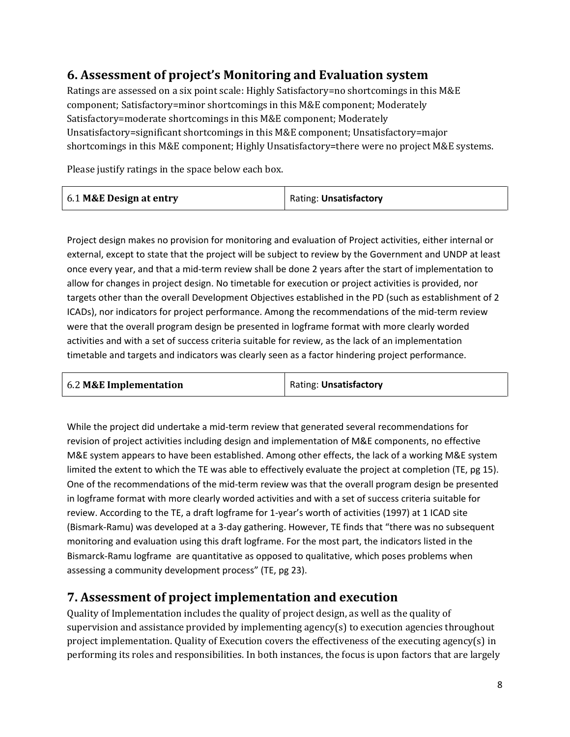## 6. Assessment of project's Monitoring and Evaluation system

Ratings are assessed on a six point scale: Highly Satisfactory=no shortcomings in this M&E component; Satisfactory=minor shortcomings in this M&E component; Moderately Satisfactory=moderate shortcomings in this M&E component; Moderately Unsatisfactory=significant shortcomings in this M&E component; Unsatisfactory=major shortcomings in this M&E component; Highly Unsatisfactory=there were no project M&E systems.

Please justify ratings in the space below each box.

| 6.1 **M&E Design at entry** | Rating: **Unsatisfactory** |
|---|---|

Project design makes no provision for monitoring and evaluation of Project activities, either internal or external, except to state that the project will be subject to review by the Government and UNDP at least once every year, and that a mid-term review shall be done 2 years after the start of implementation to allow for changes in project design. No timetable for execution or project activities is provided, nor targets other than the overall Development Objectives established in the PD (such as establishment of 2 ICADs), nor indicators for project performance. Among the recommendations of the mid-term review were that the overall program design be presented in logframe format with more clearly worded activities and with a set of success criteria suitable for review, as the lack of an implementation timetable and targets and indicators was clearly seen as a factor hindering project performance.

| 6.2 **M&E Implementation** | Rating: **Unsatisfactory** |
|---|---|

While the project did undertake a mid-term review that generated several recommendations for revision of project activities including design and implementation of M&E components, no effective M&E system appears to have been established. Among other effects, the lack of a working M&E system limited the extent to which the TE was able to effectively evaluate the project at completion (TE, pg 15). One of the recommendations of the mid-term review was that the overall program design be presented in logframe format with more clearly worded activities and with a set of success criteria suitable for review. According to the TE, a draft logframe for 1-year's worth of activities (1997) at 1 ICAD site (Bismark-Ramu) was developed at a 3-day gathering. However, TE finds that "there was no subsequent monitoring and evaluation using this draft logframe. For the most part, the indicators listed in the Bismarck-Ramu logframe are quantitative as opposed to qualitative, which poses problems when assessing a community development process" (TE, pg 23).

## 7. Assessment of project implementation and execution

Quality of Implementation includes the quality of project design, as well as the quality of supervision and assistance provided by implementing agency(s) to execution agencies throughout project implementation. Quality of Execution covers the effectiveness of the executing agency(s) in performing its roles and responsibilities. In both instances, the focus is upon factors that are largely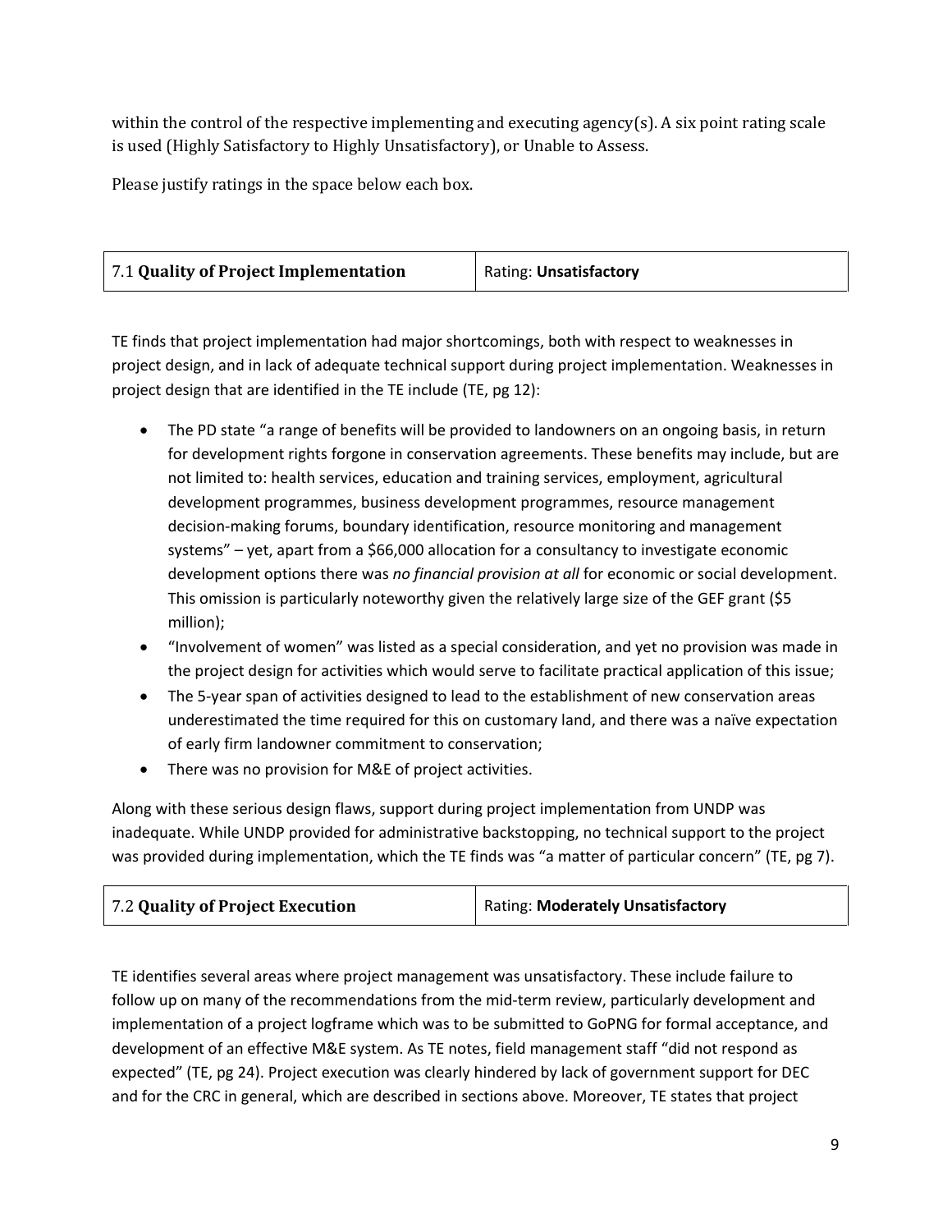within the control of the respective implementing and executing agency(s). A six point rating scale is used (Highly Satisfactory to Highly Unsatisfactory), or Unable to Assess.

Please justify ratings in the space below each box.

| 7.1 **Quality of Project Implementation** | Rating: **Unsatisfactory** |
|---|---|

TE finds that project implementation had major shortcomings, both with respect to weaknesses in project design, and in lack of adequate technical support during project implementation. Weaknesses in project design that are identified in the TE include (TE, pg 12):

- The PD state "a range of benefits will be provided to landowners on an ongoing basis, in return for development rights forgone in conservation agreements. These benefits may include, but are not limited to: health services, education and training services, employment, agricultural development programmes, business development programmes, resource management decision-making forums, boundary identification, resource monitoring and management systems" – yet, apart from a $66,000 allocation for a consultancy to investigate economic development options there was *no financial provision at all* for economic or social development. This omission is particularly noteworthy given the relatively large size of the GEF grant ($5 million);
- "Involvement of women" was listed as a special consideration, and yet no provision was made in the project design for activities which would serve to facilitate practical application of this issue;
- The 5-year span of activities designed to lead to the establishment of new conservation areas underestimated the time required for this on customary land, and there was a naïve expectation of early firm landowner commitment to conservation;
- There was no provision for M&E of project activities.

Along with these serious design flaws, support during project implementation from UNDP was inadequate. While UNDP provided for administrative backstopping, no technical support to the project was provided during implementation, which the TE finds was "a matter of particular concern" (TE, pg 7).

| 7.2 **Quality of Project Execution** | Rating: **Moderately Unsatisfactory** |
|---|---|

TE identifies several areas where project management was unsatisfactory. These include failure to follow up on many of the recommendations from the mid-term review, particularly development and implementation of a project logframe which was to be submitted to GoPNG for formal acceptance, and development of an effective M&E system. As TE notes, field management staff "did not respond as expected" (TE, pg 24). Project execution was clearly hindered by lack of government support for DEC and for the CRC in general, which are described in sections above. Moreover, TE states that project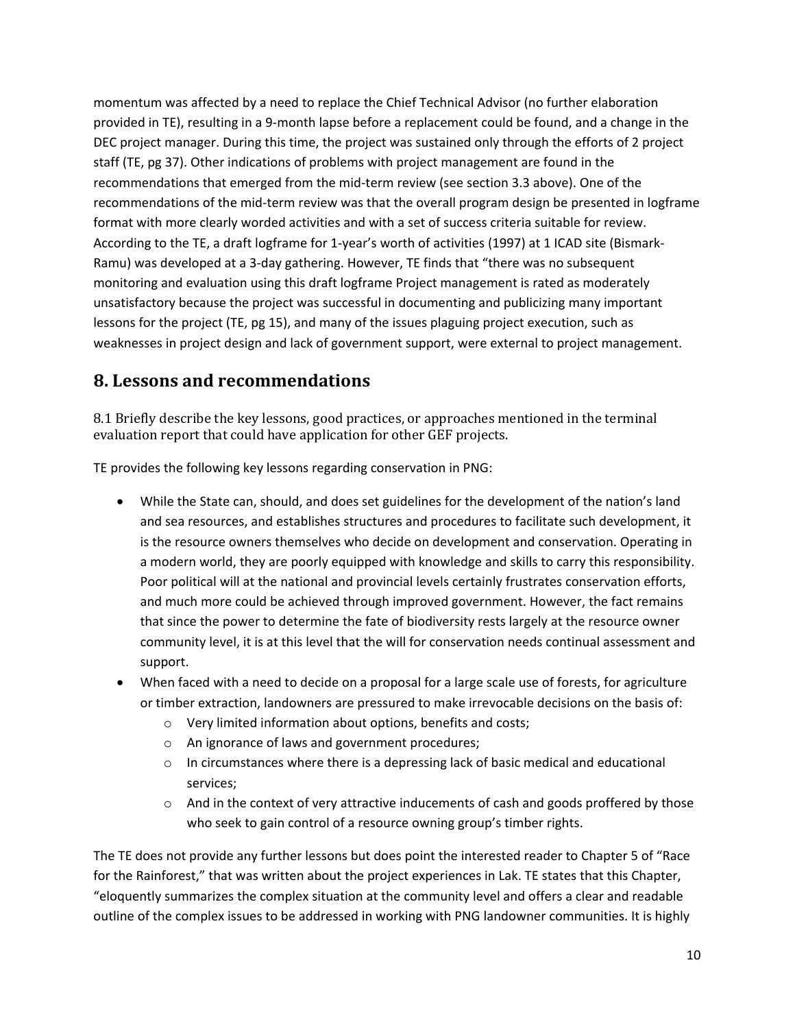momentum was affected by a need to replace the Chief Technical Advisor (no further elaboration provided in TE), resulting in a 9-month lapse before a replacement could be found, and a change in the DEC project manager. During this time, the project was sustained only through the efforts of 2 project staff (TE, pg 37). Other indications of problems with project management are found in the recommendations that emerged from the mid-term review (see section 3.3 above). One of the recommendations of the mid-term review was that the overall program design be presented in logframe format with more clearly worded activities and with a set of success criteria suitable for review. According to the TE, a draft logframe for 1-year's worth of activities (1997) at 1 ICAD site (Bismark-Ramu) was developed at a 3-day gathering. However, TE finds that "there was no subsequent monitoring and evaluation using this draft logframe Project management is rated as moderately unsatisfactory because the project was successful in documenting and publicizing many important lessons for the project (TE, pg 15), and many of the issues plaguing project execution, such as weaknesses in project design and lack of government support, were external to project management.

## 8. Lessons and recommendations

8.1 Briefly describe the key lessons, good practices, or approaches mentioned in the terminal evaluation report that could have application for other GEF projects.

TE provides the following key lessons regarding conservation in PNG:

- While the State can, should, and does set guidelines for the development of the nation's land and sea resources, and establishes structures and procedures to facilitate such development, it is the resource owners themselves who decide on development and conservation. Operating in a modern world, they are poorly equipped with knowledge and skills to carry this responsibility. Poor political will at the national and provincial levels certainly frustrates conservation efforts, and much more could be achieved through improved government. However, the fact remains that since the power to determine the fate of biodiversity rests largely at the resource owner community level, it is at this level that the will for conservation needs continual assessment and support.
- When faced with a need to decide on a proposal for a large scale use of forests, for agriculture or timber extraction, landowners are pressured to make irrevocable decisions on the basis of:
    - Very limited information about options, benefits and costs;
    - An ignorance of laws and government procedures;
    - In circumstances where there is a depressing lack of basic medical and educational services;
    - And in the context of very attractive inducements of cash and goods proffered by those who seek to gain control of a resource owning group's timber rights.

The TE does not provide any further lessons but does point the interested reader to Chapter 5 of "Race for the Rainforest," that was written about the project experiences in Lak. TE states that this Chapter, "eloquently summarizes the complex situation at the community level and offers a clear and readable outline of the complex issues to be addressed in working with PNG landowner communities. It is highly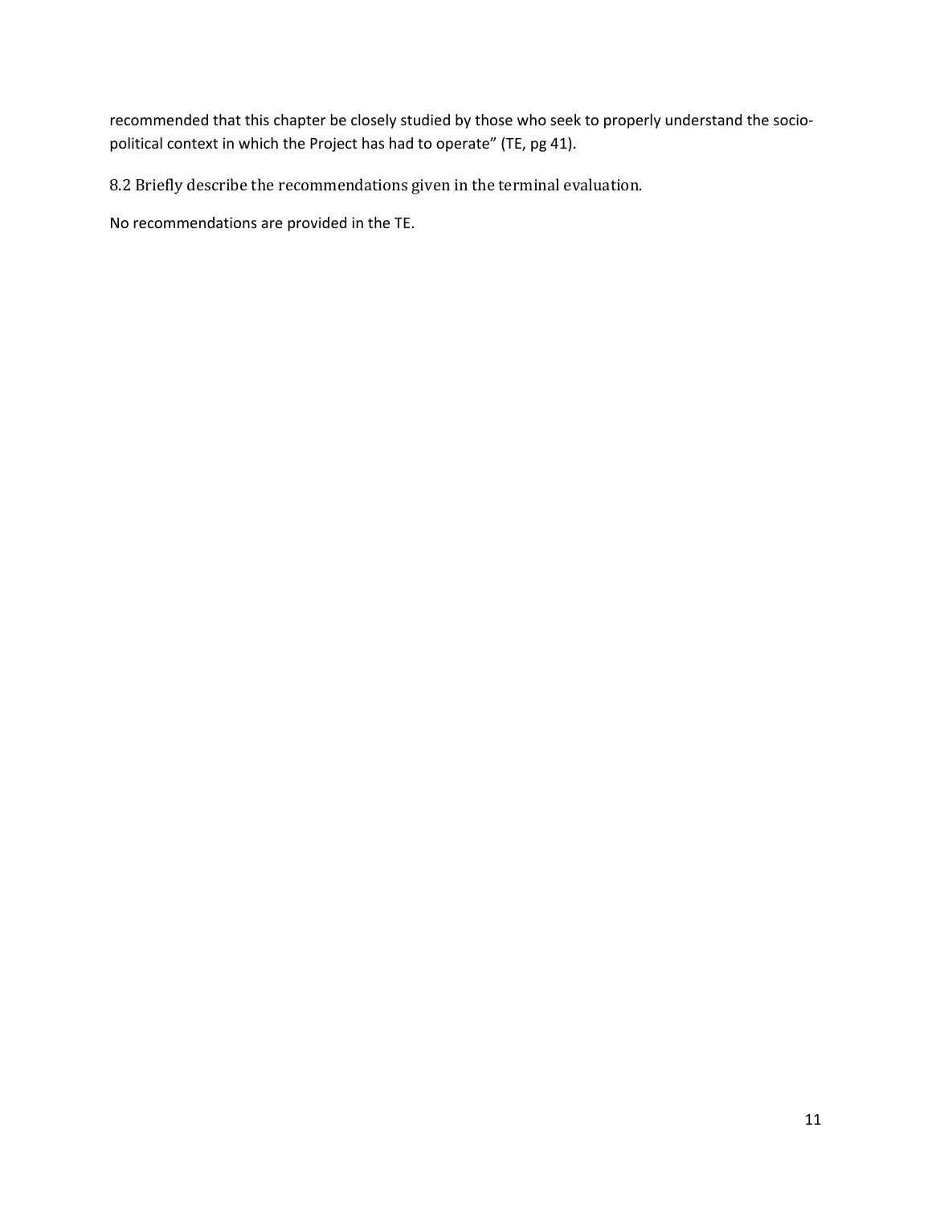recommended that this chapter be closely studied by those who seek to properly understand the socio-political context in which the Project has had to operate" (TE, pg 41).

### 8.2 Briefly describe the recommendations given in the terminal evaluation.

No recommendations are provided in the TE.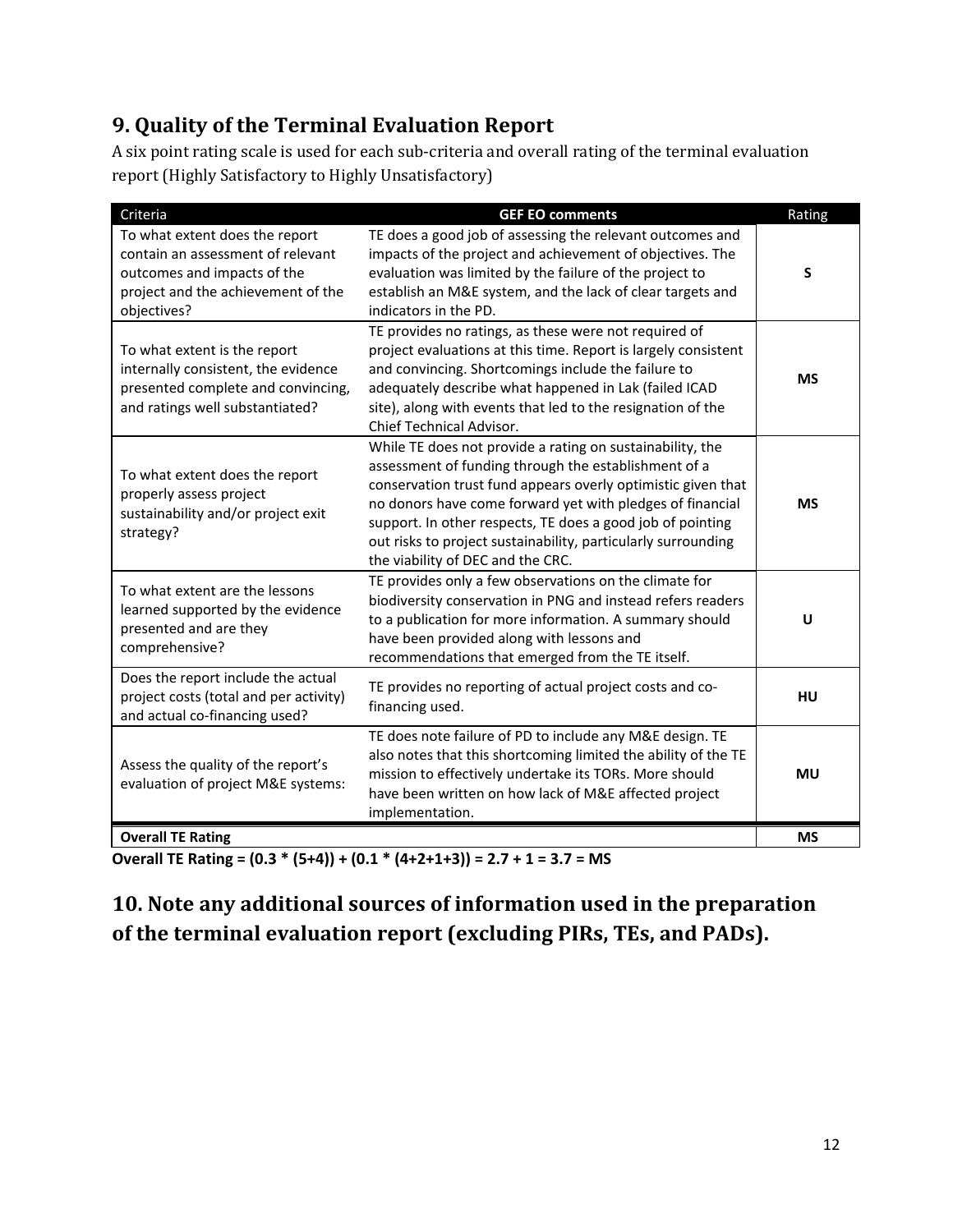## 9. Quality of the Terminal Evaluation Report

A six point rating scale is used for each sub-criteria and overall rating of the terminal evaluation report (Highly Satisfactory to Highly Unsatisfactory)

| Criteria | GEF EO comments | Rating |
|---|---|---|
| To what extent does the report contain an assessment of relevant outcomes and impacts of the project and the achievement of the objectives? | TE does a good job of assessing the relevant outcomes and impacts of the project and achievement of objectives. The evaluation was limited by the failure of the project to establish an M&E system, and the lack of clear targets and indicators in the PD. | **S** |
| To what extent is the report internally consistent, the evidence presented complete and convincing, and ratings well substantiated? | TE provides no ratings, as these were not required of project evaluations at this time. Report is largely consistent and convincing. Shortcomings include the failure to adequately describe what happened in Lak (failed ICAD site), along with events that led to the resignation of the Chief Technical Advisor. | **MS** |
| To what extent does the report properly assess project sustainability and/or project exit strategy? | While TE does not provide a rating on sustainability, the assessment of funding through the establishment of a conservation trust fund appears overly optimistic given that no donors have come forward yet with pledges of financial support. In other respects, TE does a good job of pointing out risks to project sustainability, particularly surrounding the viability of DEC and the CRC. | **MS** |
| To what extent are the lessons learned supported by the evidence presented and are they comprehensive? | TE provides only a few observations on the climate for biodiversity conservation in PNG and instead refers readers to a publication for more information. A summary should have been provided along with lessons and recommendations that emerged from the TE itself. | **U** |
| Does the report include the actual project costs (total and per activity) and actual co-financing used? | TE provides no reporting of actual project costs and co-financing used. | **HU** |
| Assess the quality of the report's evaluation of project M&E systems: | TE does note failure of PD to include any M&E design. TE also notes that this shortcoming limited the ability of the TE mission to effectively undertake its TORs. More should have been written on how lack of M&E affected project implementation. | **MU** |
| **Overall TE Rating** | | **MS** |

**Overall TE Rating = (0.3 * (5+4)) + (0.1 * (4+2+1+3)) = 2.7 + 1 = 3.7 = MS**

## 10. Note any additional sources of information used in the preparation of the terminal evaluation report (excluding PIRs, TEs, and PADs).